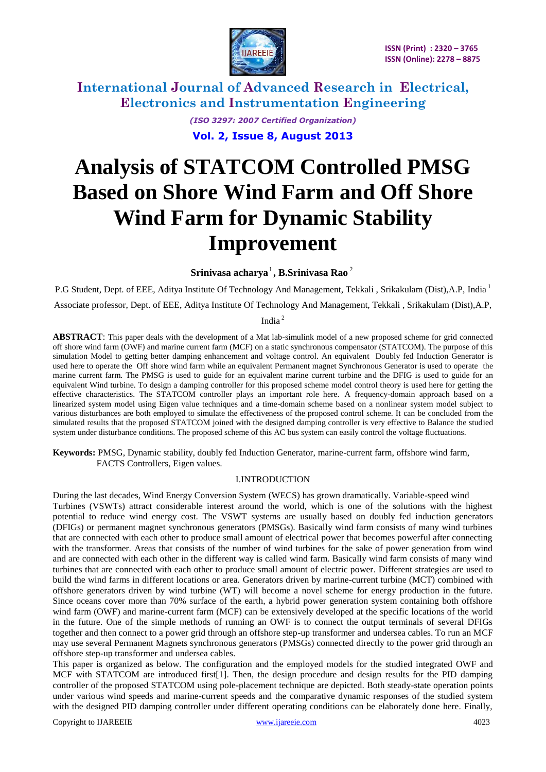# Analysis of STATCOM Controlled PMSG Based on Shore Wind Farm and Off Shore Wind Farm for Dynamic Stability Improvement

**Srinivasa acharya [1], B.Srinivasa Rao [2]**

P.G Student, Dept. of EEE, Aditya Institute Of Technology And Management, Tekkali , Srikakulam (Dist),A.P, India [1]

Associate professor, Dept. of EEE, Aditya Institute Of Technology And Management, Tekkali , Srikakulam (Dist),A.P, India [2]

**ABSTRACT**: This paper deals with the development of a Mat lab-simulink model of a new proposed scheme for grid connected off shore wind farm (OWF) and marine current farm (MCF) on a static synchronous compensator (STATCOM). The purpose of this simulation Model to getting better damping enhancement and voltage control. An equivalent Doubly fed Induction Generator is used here to operate the Off shore wind farm while an equivalent Permanent magnet Synchronous Generator is used to operate the marine current farm. The PMSG is used to guide for an equivalent marine current turbine and the DFIG is used to guide for an equivalent Wind turbine. To design a damping controller for this proposed scheme model control theory is used here for getting the effective characteristics. The STATCOM controller plays an important role here. A frequency-domain approach based on a linearized system model using Eigen value techniques and a time-domain scheme based on a nonlinear system model subject to various disturbances are both employed to simulate the effectiveness of the proposed control scheme. It can be concluded from the simulated results that the proposed STATCOM joined with the designed damping controller is very effective to Balance the studied system under disturbance conditions. The proposed scheme of this AC bus system can easily control the voltage fluctuations.

**Keywords:** PMSG, Dynamic stability, doubly fed Induction Generator, marine-current farm, offshore wind farm, FACTS Controllers, Eigen values.

## I.INTRODUCTION

During the last decades, Wind Energy Conversion System (WECS) has grown dramatically. Variable-speed wind Turbines (VSWTs) attract considerable interest around the world, which is one of the solutions with the highest potential to reduce wind energy cost. The VSWT systems are usually based on doubly fed induction generators (DFIGs) or permanent magnet synchronous generators (PMSGs). Basically wind farm consists of many wind turbines that are connected with each other to produce small amount of electrical power that becomes powerful after connecting with the transformer. Areas that consists of the number of wind turbines for the sake of power generation from wind and are connected with each other in the different way is called wind farm. Basically wind farm consists of many wind turbines that are connected with each other to produce small amount of electric power. Different strategies are used to build the wind farms in different locations or area. Generators driven by marine-current turbine (MCT) combined with offshore generators driven by wind turbine (WT) will become a novel scheme for energy production in the future. Since oceans cover more than 70% surface of the earth, a hybrid power generation system containing both offshore wind farm (OWF) and marine-current farm (MCF) can be extensively developed at the specific locations of the world in the future. One of the simple methods of running an OWF is to connect the output terminals of several DFIGs together and then connect to a power grid through an offshore step-up transformer and undersea cables. To run an MCF may use several Permanent Magnets synchronous generators (PMSGs) connected directly to the power grid through an offshore step-up transformer and undersea cables.

This paper is organized as below. The configuration and the employed models for the studied integrated OWF and MCF with STATCOM are introduced first[1]. Then, the design procedure and design results for the PID damping controller of the proposed STATCOM using pole-placement technique are depicted. Both steady-state operation points under various wind speeds and marine-current speeds and the comparative dynamic responses of the studied system with the designed PID damping controller under different operating conditions can be elaborately done here. Finally,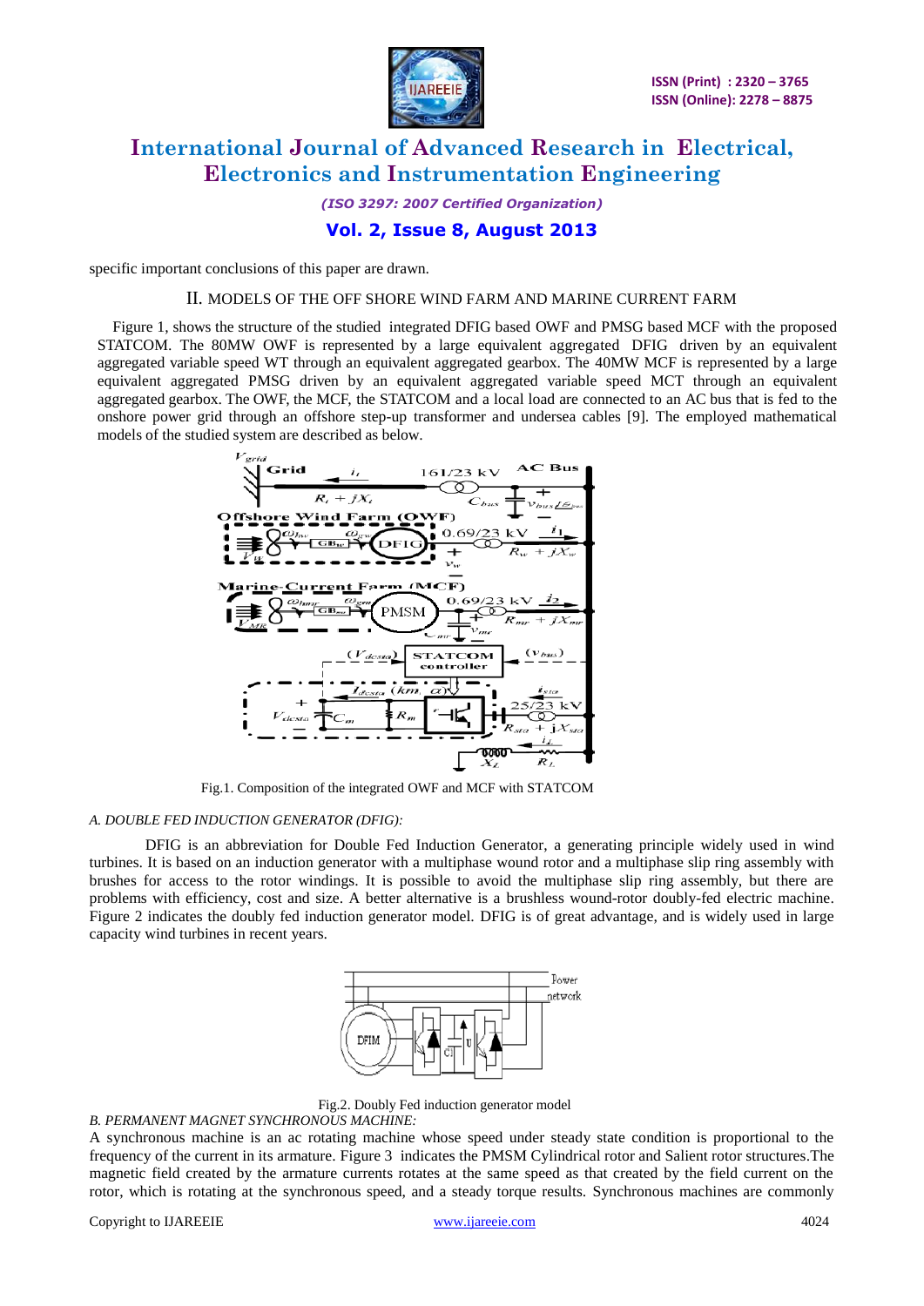specific important conclusions of this paper are drawn.

## II. MODELS OF THE OFF SHORE WIND FARM AND MARINE CURRENT FARM

Figure 1, shows the structure of the studied integrated DFIG based OWF and PMSG based MCF with the proposed STATCOM. The 80MW OWF is represented by a large equivalent aggregated DFIG driven by an equivalent aggregated variable speed WT through an equivalent aggregated gearbox. The 40MW MCF is represented by a large equivalent aggregated PMSG driven by an equivalent aggregated variable speed MCT through an equivalent aggregated gearbox. The OWF, the MCF, the STATCOM and a local load are connected to an AC bus that is fed to the onshore power grid through an offshore step-up transformer and undersea cables [9]. The employed mathematical models of the studied system are described as below.

Fig.1. Composition of the integrated OWF and MCF with STATCOM

### *A. DOUBLE FED INDUCTION GENERATOR (DFIG):*

DFIG is an abbreviation for Double Fed Induction Generator, a generating principle widely used in wind turbines. It is based on an induction generator with a multiphase wound rotor and a multiphase slip ring assembly with brushes for access to the rotor windings. It is possible to avoid the multiphase slip ring assembly, but there are problems with efficiency, cost and size. A better alternative is a brushless wound-rotor doubly-fed electric machine. Figure 2 indicates the doubly fed induction generator model. DFIG is of great advantage, and is widely used in large capacity wind turbines in recent years.

Fig.2. Doubly Fed induction generator model

### *B. PERMANENT MAGNET SYNCHRONOUS MACHINE:*

A synchronous machine is an ac rotating machine whose speed under steady state condition is proportional to the frequency of the current in its armature. Figure 3 indicates the PMSM Cylindrical rotor and Salient rotor structures.The magnetic field created by the armature currents rotates at the same speed as that created by the field current on the rotor, which is rotating at the synchronous speed, and a steady torque results. Synchronous machines are commonly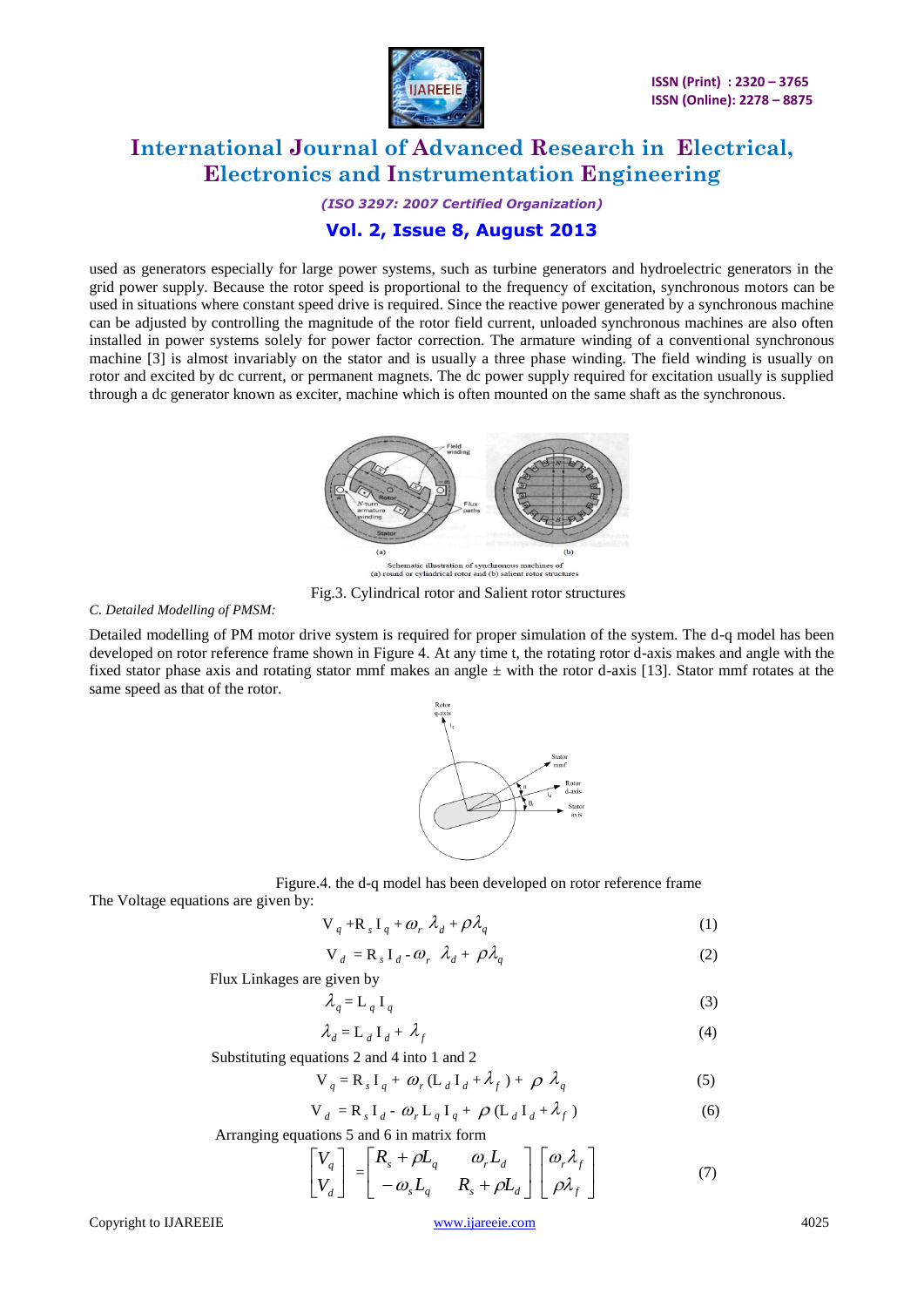used as generators especially for large power systems, such as turbine generators and hydroelectric generators in the grid power supply. Because the rotor speed is proportional to the frequency of excitation, synchronous motors can be used in situations where constant speed drive is required. Since the reactive power generated by a synchronous machine can be adjusted by controlling the magnitude of the rotor field current, unloaded synchronous machines are also often installed in power systems solely for power factor correction. The armature winding of a conventional synchronous machine [3] is almost invariably on the stator and is usually a three phase winding. The field winding is usually on rotor and excited by dc current, or permanent magnets. The dc power supply required for excitation usually is supplied through a dc generator known as exciter, machine which is often mounted on the same shaft as the synchronous.

Schematic illustration of synchronous machines of (a) round or cylindrical rotor and (b) salient rotor structures

Fig.3. Cylindrical rotor and Salient rotor structures

*C. Detailed Modelling of PMSM:*

Detailed modelling of PM motor drive system is required for proper simulation of the system. The d-q model has been developed on rotor reference frame shown in Figure 4. At any time t, the rotating rotor d-axis makes and angle with the fixed stator phase axis and rotating stator mmf makes an angle ± with the rotor d-axis [13]. Stator mmf rotates at the same speed as that of the rotor.

Figure.4. the d-q model has been developed on rotor reference frame

The Voltage equations are given by:

$$V_q + R_s I_q + \omega_r \lambda_d + \rho\lambda_q \tag{1}$$

$$V_d = R_s I_d - \omega_r \lambda_d + \rho\lambda_q \tag{2}$$

Flux Linkages are given by

$$\lambda_q = L_q I_q \tag{3}$$

$$\lambda_d = L_d I_d + \lambda_f \tag{4}$$

Substituting equations 2 and 4 into 1 and 2

$$V_q = R_s I_q + \omega_r (L_d I_d + \lambda_f) + \rho \lambda_q \tag{5}$$

$$V_d = R_s I_d - \omega_r L_q I_q + \rho (L_d I_d + \lambda_f) \tag{6}$$

Arranging equations 5 and 6 in matrix form

$$\begin{bmatrix} V_q \\ V_d \end{bmatrix} = \begin{bmatrix} R_s + \rho L_q & \omega_r L_d \\ -\omega_s L_q & R_s + \rho L_d \end{bmatrix} \begin{bmatrix} \omega_r \lambda_f \\ \rho \lambda_f \end{bmatrix} \tag{7}$$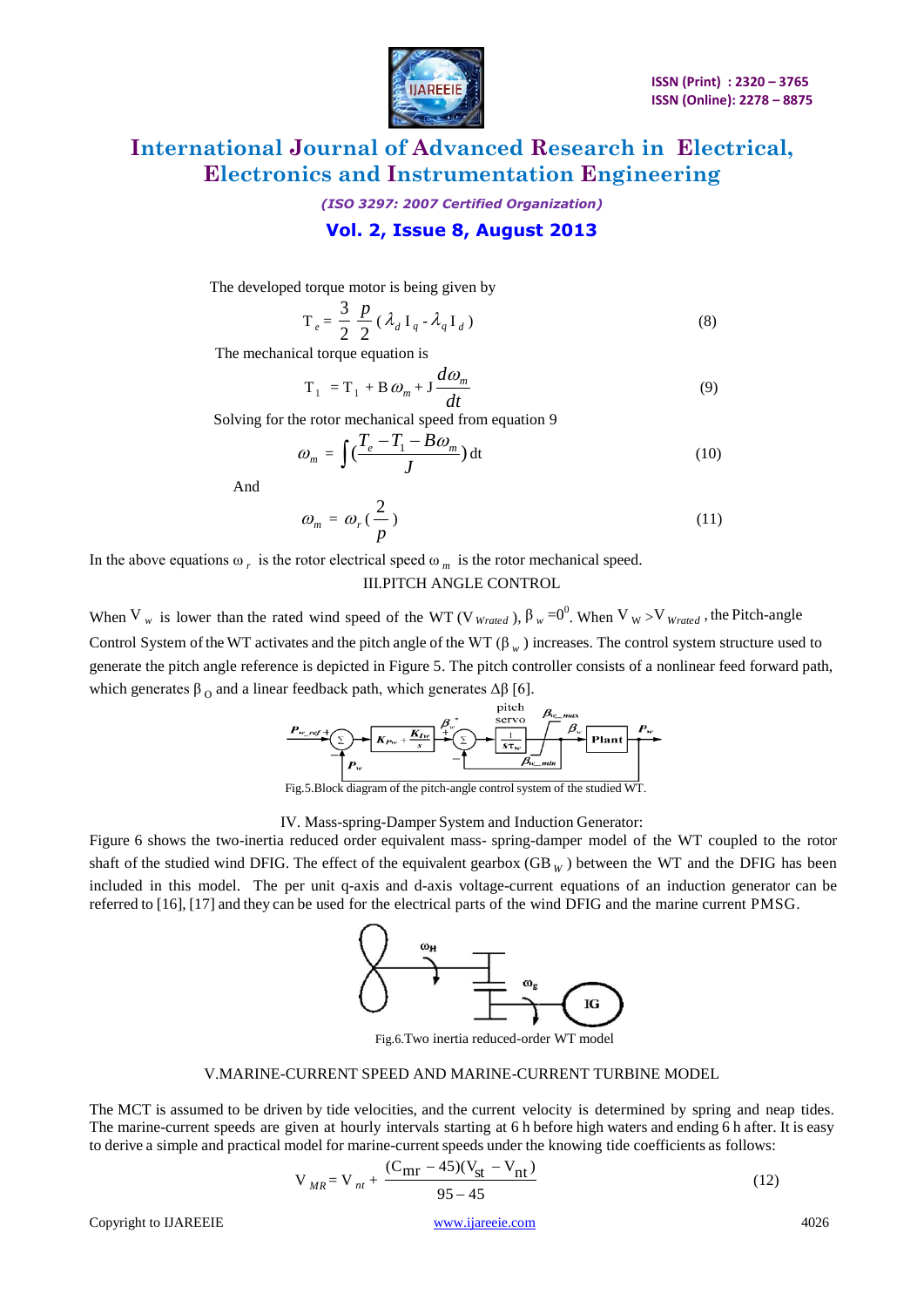The developed torque motor is being given by

$$T_e = \frac{3}{2}\frac{p}{2}(\lambda_d I_q - \lambda_q I_d) \tag{8}$$

The mechanical torque equation is

$$T_1 = T_1 + B\omega_m + J\frac{d\omega_m}{dt} \tag{9}$$

Solving for the rotor mechanical speed from equation 9

$$\omega_m = \int \left(\frac{T_e - T_1 - B\omega_m}{J}\right) dt \tag{10}$$

And

$$\omega_m = \omega_r\left(\frac{2}{p}\right) \tag{11}$$

In the above equations $\omega_r$ is the rotor electrical speed $\omega_m$ is the rotor mechanical speed.

## III.PITCH ANGLE CONTROL

When $V_w$ is lower than the rated wind speed of the WT ($V_{Wrated}$), $\beta_w = 0^0$. When $V_W > V_{Wrated}$, the Pitch-angle Control System of the WT activates and the pitch angle of the WT ($\beta_w$) increases. The control system structure used to generate the pitch angle reference is depicted in Figure 5. The pitch controller consists of a nonlinear feed forward path, which generates $\beta_O$ and a linear feedback path, which generates $\Delta\beta$ [6].

Fig.5.Block diagram of the pitch-angle control system of the studied WT.

## IV. Mass-spring-Damper System and Induction Generator:

Figure 6 shows the two-inertia reduced order equivalent mass- spring-damper model of the WT coupled to the rotor shaft of the studied wind DFIG. The effect of the equivalent gearbox ($GB_W$) between the WT and the DFIG has been included in this model. The per unit q-axis and d-axis voltage-current equations of an induction generator can be referred to [16], [17] and they can be used for the electrical parts of the wind DFIG and the marine current PMSG.

Fig.6.Two inertia reduced-order WT model

## V.MARINE-CURRENT SPEED AND MARINE-CURRENT TURBINE MODEL

The MCT is assumed to be driven by tide velocities, and the current velocity is determined by spring and neap tides. The marine-current speeds are given at hourly intervals starting at 6 h before high waters and ending 6 h after. It is easy to derive a simple and practical model for marine-current speeds under the knowing tide coefficients as follows:

$$V_{MR} = V_{nt} + \frac{(C_{mr} - 45)(V_{st} - V_{nt})}{95 - 45} \tag{12}$$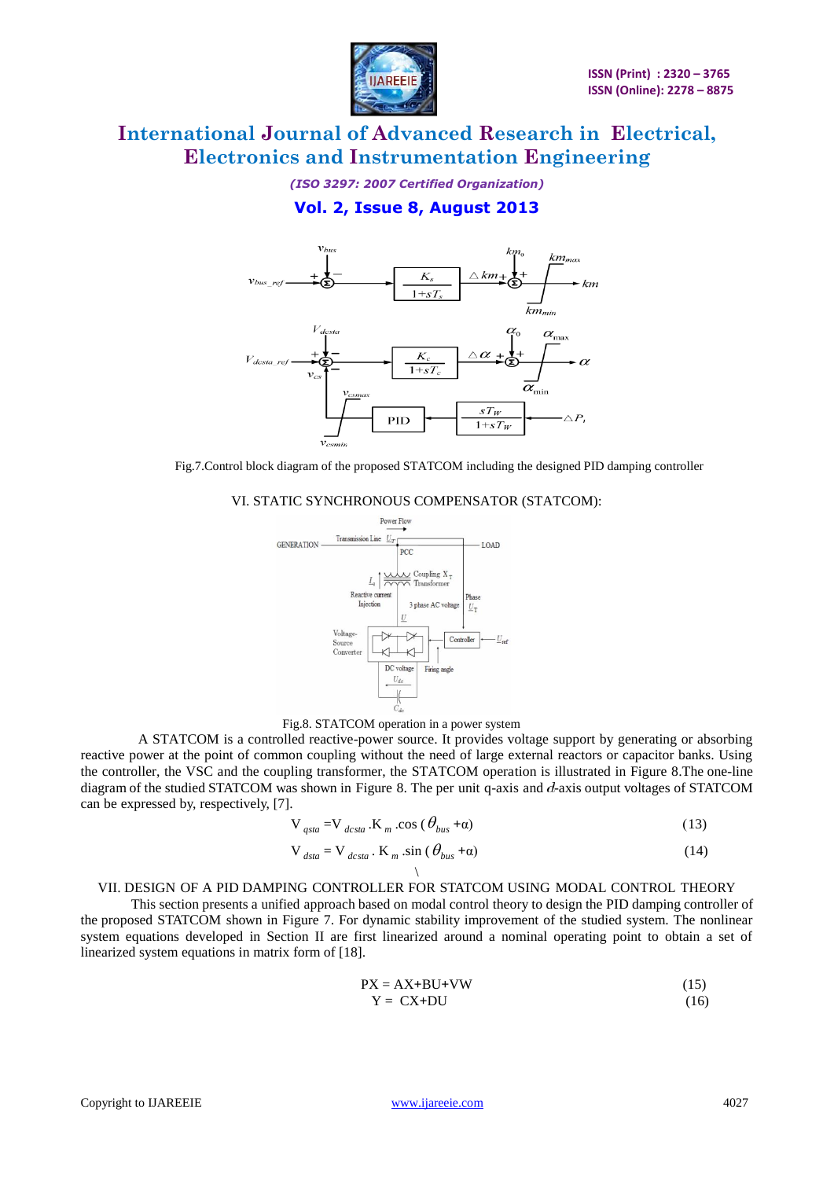Fig.7.Control block diagram of the proposed STATCOM including the designed PID damping controller

## VI. STATIC SYNCHRONOUS COMPENSATOR (STATCOM):

Fig.8. STATCOM operation in a power system

A STATCOM is a controlled reactive-power source. It provides voltage support by generating or absorbing reactive power at the point of common coupling without the need of large external reactors or capacitor banks. Using the controller, the VSC and the coupling transformer, the STATCOM operation is illustrated in Figure 8.The one-line diagram of the studied STATCOM was shown in Figure 8. The per unit q-axis and $d$-axis output voltages of STATCOM can be expressed by, respectively, [7].

$$V_{qsta} = V_{dcsta} . K_m .\cos(\theta_{bus} + \alpha) \tag{13}$$

$$V_{dsta} = V_{dcsta} . K_m .\sin(\theta_{bus} + \alpha) \tag{14}$$

## VII. DESIGN OF A PID DAMPING CONTROLLER FOR STATCOM USING MODAL CONTROL THEORY

This section presents a unified approach based on modal control theory to design the PID damping controller of the proposed STATCOM shown in Figure 7. For dynamic stability improvement of the studied system. The nonlinear system equations developed in Section II are first linearized around a nominal operating point to obtain a set of linearized system equations in matrix form of [18].

$$PX = AX + BU + VW \tag{15}$$

$$Y = CX + DU \tag{16}$$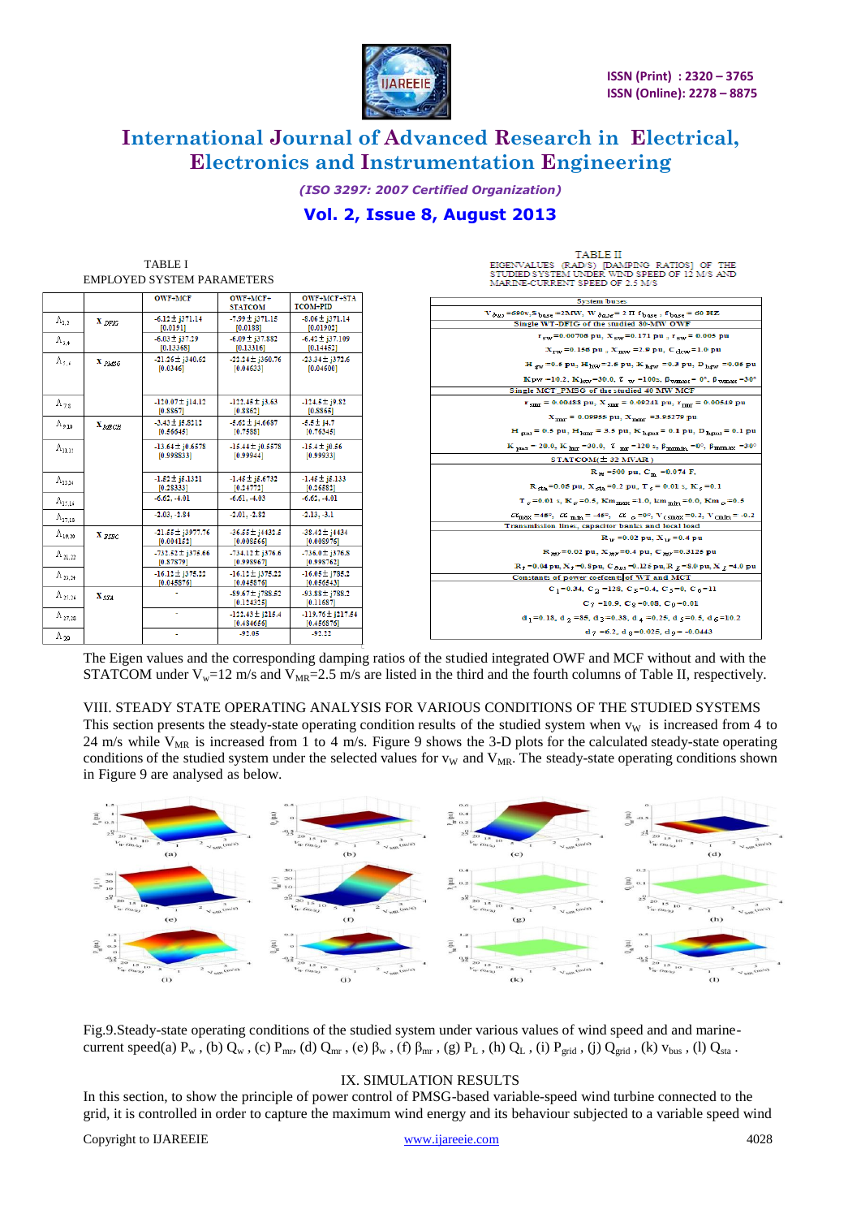TABLE I

EMPLOYED SYSTEM PARAMETERS

| | | OWF+MCF | OWF+MCF+ STATCOM | OWF+MCF+STA TCOM+PID |
|---|---|---|---|---|
| $\Lambda_{1,2}$ | $X_{DFIG}$ | -6.12 ± j371.14 [0.0191] | -7.09 ± j371.15 [0.0188] | -8.06 ± j371.14 [0.01902] |
| $\Lambda_{3,4}$ | | -6.03 ± j37.29 [0.13368] | -6.09 ± j37.882 [0.13316] | -6.42 ± j37.109 [0.14452] |
| $\Lambda_{5,6}$ | $X_{PMSG}$ | -21.26 ± j340.62 [0.0346] | -22.24 ± j360.76 [0.04633] | -23.34 ± j372.6 [0.04600] |
| $\Lambda_{7,8}$ | | -120.07 ± j14.12 [0.8867] | -122.45 ± j3.63 [0.8862] | -124.5 ± j9.82 [0.8865] |
| $\Lambda_{9,10}$ | $X_{MSCH}$ | -3.43 ± j5.8212 [0.66645] | -5.62 ± j4.6687 [0.7588] | -5.5 ± j4.7 [0.76345] |
| $\Lambda_{11,12}$ | | -13.64 ± j0.6578 [0.998833] | -15.44 ± j0.5578 [0.99944] | -15.4 ± j0.56 [0.99933] |
| $\Lambda_{13,14}$ | | -1.52 ± j5.1321 [0.28333] | -1.46 ± j5.6732 [0.24772] | -1.46 ± j5.133 [0.26582] |
| $\Lambda_{15,16}$ | | -6.62, -4.01 | -6.61, -4.03 | -6.61, -4.01 |
| $\Lambda_{17,18}$ | | -2.03, -2.84 | -2.01, -2.82 | -2.13, -3.1 |
| $\Lambda_{19,20}$ | $X_{BUSC}$ | -21.55 ± j3977.76 [0.004152] | -36.55 ± j4432.5 [0.008566] | -38.43 ± j4434 [0.008976] |
| $\Lambda_{21,22}$ | | -732.52 ± j376.66 [0.87879] | -734.12 ± j376.6 [0.998967] | -736.0 ± j376.8 [0.998762] |
| $\Lambda_{23,24}$ | | -16.12 ± j375.22 [0.045876] | -16.12 ± j375.22 [0.045876] | -16.05 ± j785.2 [0.056643] |
| $\Lambda_{25,26}$ | $X_{STA}$ | - | -89.67 ± j788.52 [0.112325] | -93.88 ± j788.2 [0.11687] |
| $\Lambda_{27,28}$ | | - | -122.43 ± j215.4 [0.484656] | -119.76 ± j217.54 [0.456876] |
| $\Lambda_{29}$ | | - | -92.05 | -92.22 |

TABLE II

EIGENVALUES (RAD/S) [DAMPING RATIOS] OF THE STUDIED SYSTEM UNDER WIND SPEED OF 12 M/S AND MARINE-CURRENT SPEED OF 2.5 M/S

| System buses |
|---|
| $V_{base}$ =690v, $S_{base}$ =2MW, $W_{base}$ = 2 Π $f_{base}$ , $f_{base}$ = 60 HZ |
| Single WT-DFIG of the studied 80-MW OWF |
| $r_{sw}$=0.00706 pu, $X_{sw}$=0.171 pu , $r_{sw}$ = 0.005 pu |
| $X_{rw}$ =0.156 pu , $X_{mw}$ =2.9 pu, $C_{dcw}$=1.0 pu |
| $H_{gw}$ =0.5 pu, $H_{tw}$=2.5 pu, $K_{hgw}$ =0.3 pu, $D_{hgw}$ =0.05 pu |
| Kpw =10.2, $K_{ltw}$=30.0, $\tau_w$ =100s, $\beta_{wmax}$= 0°, $\beta_{wmax}$ =30° |
| Single MCT_PMSG of the studied 40 MW MCF |
| $r_{smr}$ = 0.00488 pu, $X_{smr}$ = 0.09241 pu, $r_{mr}$ = 0.00549 pu |
| $X_{rmr}$ = 0.09955 pu, $X_{mmr}$ =3.95279 pu |
| $H_{gm}$ = 0.5 pu, $H_{tmr}$ = 3.5 pu, $K_{hgm}$ = 0.1 pu, $D_{hgm}$ = 0.1 pu |
| $K_{pmr}$ = 20.0, $K_{Imr}$ =30.0, $\tau_{mr}$ =120 s, $\beta_{mmin}$ =0°, $\beta_{mmax}$ =30° |
| STATCOM(± 32 MVAR) |
| $R_M$ =500 pu, $C_m$ =0.074 F, |
| $R_{sta}$=0.05 pu, $X_{sta}$=0.2 pu, $T_s$ = 0.01 s, $K_s$ =0.1 |
| $T_c$ =0.01 s, $K_c$ =0.5, $Km_{max}$ =1.0, $km_{min}$ =0.0, $Km_c$ =0.5 |
| $\alpha_{max}$ =45°, $\alpha_{min}$ = -45°, $\alpha_c$ =0°, $V_{cmax}$ =0.2, $V_{cmin}$ = -0.2 |
| Transmission lines, capacitor banks and local load |
| $R_w$ =0.02 pu, $X_w$ =0.4 pu |
| $R_{mr}$ =0.02 pu, $X_{mr}$ =0.4 pu, $C_{mr}$ =0.3126 pu |
| $R_l$ =0.04 pu, $X_l$ =0.8pu, $C_{bus}$ =0.126 pu, $R_L$ =5.0 pu, $X_L$ =4.0 pu |
| Constants of power coefcents of WT and MCT |
| $c_1$=0.34, $c_2$ =128, $c_3$ =0.4, $c_5$=0, $c_6$=11 |
| $c_7$ =10.9, $c_8$ =0.08, $c_9$=0.01 |
| $d_1$=0.18, $d_2$ =85, $d_3$=0.38, $d_4$ =0.25, $d_5$=0.5, $d_6$=10.2 |
| $d_7$ =6.2, $d_8$=0.025, $d_9$= -0.0443 |

The Eigen values and the corresponding damping ratios of the studied integrated OWF and MCF without and with the STATCOM under $V_w$=12 m/s and $V_{MR}$=2.5 m/s are listed in the third and the fourth columns of Table II, respectively.

## VIII. STEADY STATE OPERATING ANALYSIS FOR VARIOUS CONDITIONS OF THE STUDIED SYSTEMS

This section presents the steady-state operating condition results of the studied system when $v_W$ is increased from 4 to 24 m/s while $V_{MR}$ is increased from 1 to 4 m/s. Figure 9 shows the 3-D plots for the calculated steady-state operating conditions of the studied system under the selected values for $v_W$ and $V_{MR}$. The steady-state operating conditions shown in Figure 9 are analysed as below.

Fig.9.Steady-state operating conditions of the studied system under various values of wind speed and and marine-current speed(a) $P_w$ , (b) $Q_w$ , (c) $P_{mr}$, (d) $Q_{mr}$ , (e) $\beta_w$ , (f) $\beta_{mr}$ , (g) $P_L$ , (h) $Q_L$ , (i) $P_{grid}$ , (j) $Q_{grid}$ , (k) $v_{bus}$ , (l) $Q_{sta}$ .

## IX. SIMULATION RESULTS

In this section, to show the principle of power control of PMSG-based variable-speed wind turbine connected to the grid, it is controlled in order to capture the maximum wind energy and its behaviour subjected to a variable speed wind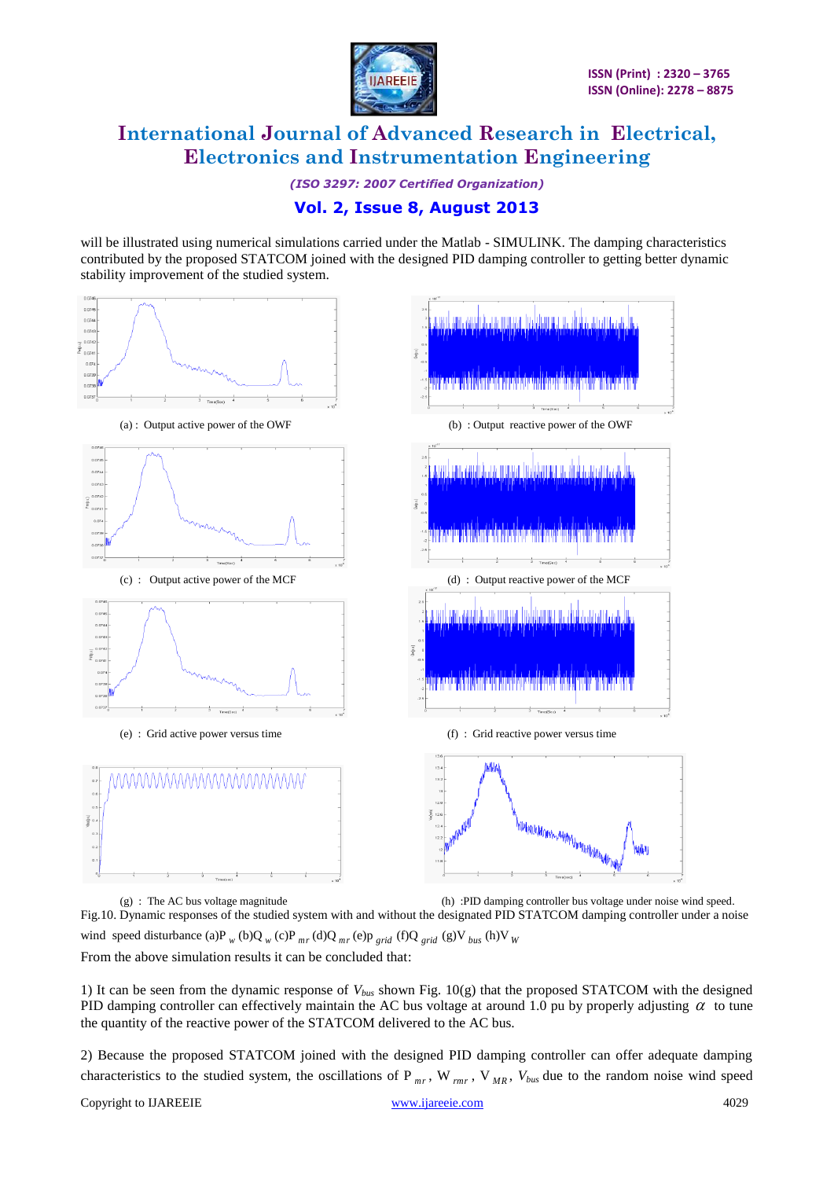will be illustrated using numerical simulations carried under the Matlab - SIMULINK. The damping characteristics contributed by the proposed STATCOM joined with the designed PID damping controller to getting better dynamic stability improvement of the studied system.

(a) : Output active power of the OWF

(b) : Output reactive power of the OWF

(c) : Output active power of the MCF

(d) : Output reactive power of the MCF

(e) : Grid active power versus time

(f) : Grid reactive power versus time

(g) : The AC bus voltage magnitude

(h) : PID damping controller bus voltage under noise wind speed.

Fig.10. Dynamic responses of the studied system with and without the designated PID STATCOM damping controller under a noise wind speed disturbance (a)$P_w$ (b)$Q_w$ (c)$P_{mr}$ (d)$Q_{mr}$ (e)$p_{grid}$ (f)$Q_{grid}$ (g)$V_{bus}$ (h)$V_W$

From the above simulation results it can be concluded that:

1) It can be seen from the dynamic response of $V_{bus}$ shown Fig. 10(g) that the proposed STATCOM with the designed PID damping controller can effectively maintain the AC bus voltage at around 1.0 pu by properly adjusting $\alpha$ to tune the quantity of the reactive power of the STATCOM delivered to the AC bus.

2) Because the proposed STATCOM joined with the designed PID damping controller can offer adequate damping characteristics to the studied system, the oscillations of $P_{mr}$, $W_{rmr}$, $V_{MR}$, $V_{bus}$ due to the random noise wind speed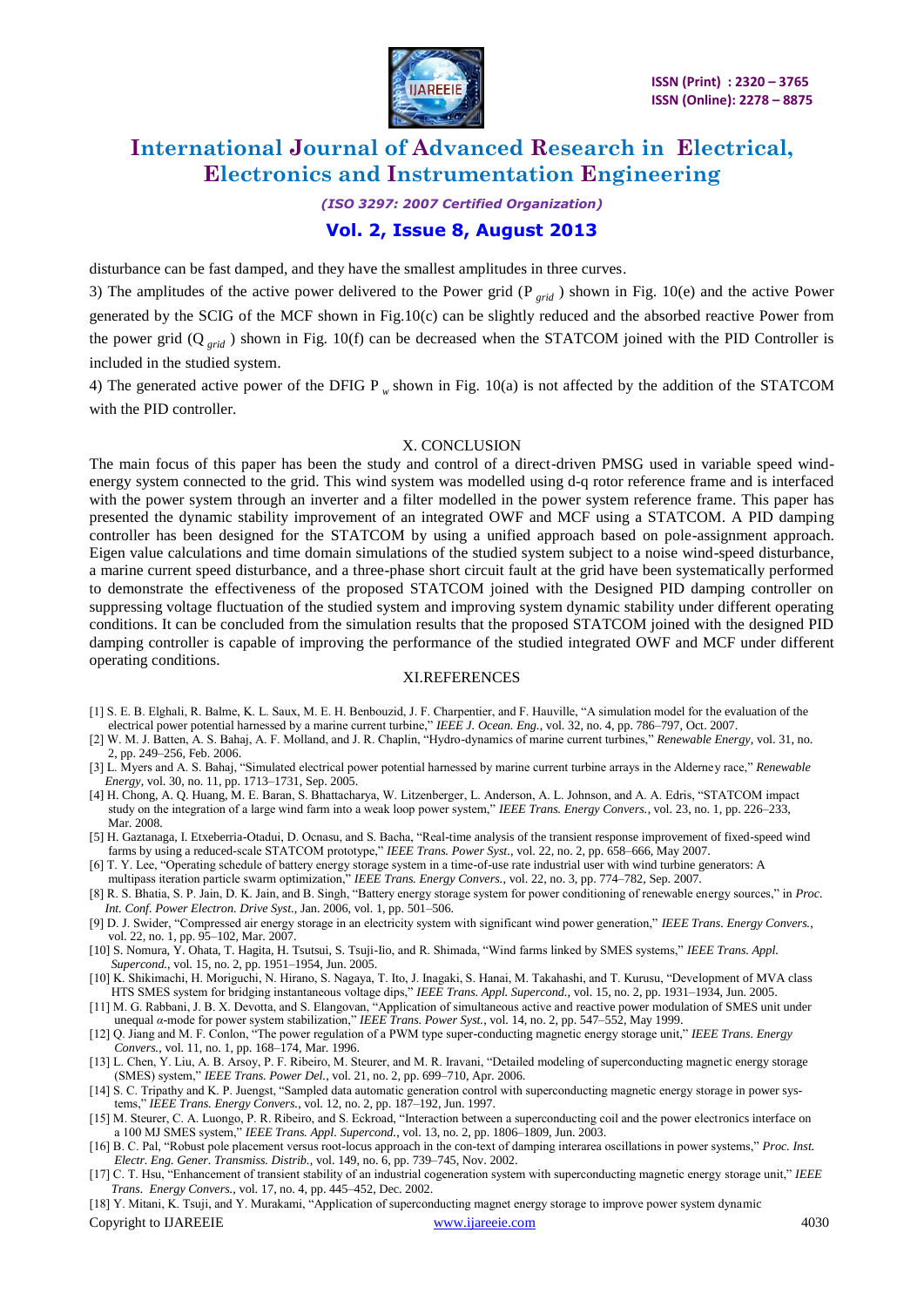disturbance can be fast damped, and they have the smallest amplitudes in three curves.

3) The amplitudes of the active power delivered to the Power grid ($P_{grid}$) shown in Fig. 10(e) and the active Power generated by the SCIG of the MCF shown in Fig.10(c) can be slightly reduced and the absorbed reactive Power from the power grid ($Q_{grid}$) shown in Fig. 10(f) can be decreased when the STATCOM joined with the PID Controller is included in the studied system.

4) The generated active power of the DFIG $P_w$ shown in Fig. 10(a) is not affected by the addition of the STATCOM with the PID controller.

## X. CONCLUSION

The main focus of this paper has been the study and control of a direct-driven PMSG used in variable speed wind-energy system connected to the grid. This wind system was modelled using d-q rotor reference frame and is interfaced with the power system through an inverter and a filter modelled in the power system reference frame. This paper has presented the dynamic stability improvement of an integrated OWF and MCF using a STATCOM. A PID damping controller has been designed for the STATCOM by using a unified approach based on pole-assignment approach. Eigen value calculations and time domain simulations of the studied system subject to a noise wind-speed disturbance, a marine current speed disturbance, and a three-phase short circuit fault at the grid have been systematically performed to demonstrate the effectiveness of the proposed STATCOM joined with the Designed PID damping controller on suppressing voltage fluctuation of the studied system and improving system dynamic stability under different operating conditions. It can be concluded from the simulation results that the proposed STATCOM joined with the designed PID damping controller is capable of improving the performance of the studied integrated OWF and MCF under different operating conditions.

## XI.REFERENCES

[1] S. E. B. Elghali, R. Balme, K. L. Saux, M. E. H. Benbouzid, J. F. Charpentier, and F. Hauville, "A simulation model for the evaluation of the electrical power potential harnessed by a marine current turbine," *IEEE J. Ocean. Eng.*, vol. 32, no. 4, pp. 786–797, Oct. 2007.

[2] W. M. J. Batten, A. S. Bahaj, A. F. Molland, and J. R. Chaplin, "Hydro-dynamics of marine current turbines," *Renewable Energy*, vol. 31, no. 2, pp. 249–256, Feb. 2006.

[3] L. Myers and A. S. Bahaj, "Simulated electrical power potential harnessed by marine current turbine arrays in the Alderney race," *Renewable Energy*, vol. 30, no. 11, pp. 1713–1731, Sep. 2005.

[4] H. Chong, A. Q. Huang, M. E. Baran, S. Bhattacharya, W. Litzenberger, L. Anderson, A. L. Johnson, and A. A. Edris, "STATCOM impact study on the integration of a large wind farm into a weak loop power system," *IEEE Trans. Energy Convers.*, vol. 23, no. 1, pp. 226–233, Mar. 2008.

[5] H. Gaztanaga, I. Etxeberria-Otadui, D. Ocnasu, and S. Bacha, "Real-time analysis of the transient response improvement of fixed-speed wind farms by using a reduced-scale STATCOM prototype," *IEEE Trans. Power Syst.*, vol. 22, no. 2, pp. 658–666, May 2007.

[6] T. Y. Lee, "Operating schedule of battery energy storage system in a time-of-use rate industrial user with wind turbine generators: A multipass iteration particle swarm optimization," *IEEE Trans. Energy Convers.*, vol. 22, no. 3, pp. 774–782, Sep. 2007.

[8] R. S. Bhatia, S. P. Jain, D. K. Jain, and B. Singh, "Battery energy storage system for power conditioning of renewable energy sources," in *Proc. Int. Conf. Power Electron. Drive Syst.*, Jan. 2006, vol. 1, pp. 501–506.

[9] D. J. Swider, "Compressed air energy storage in an electricity system with significant wind power generation," *IEEE Trans. Energy Convers.*, vol. 22, no. 1, pp. 95–102, Mar. 2007.

[10] S. Nomura, Y. Ohata, T. Hagita, H. Tsutsui, S. Tsuji-Iio, and R. Shimada, "Wind farms linked by SMES systems," *IEEE Trans. Appl. Supercond.*, vol. 15, no. 2, pp. 1951–1954, Jun. 2005.

[10] K. Shikimachi, H. Moriguchi, N. Hirano, S. Nagaya, T. Ito, J. Inagaki, S. Hanai, M. Takahashi, and T. Kurusu, "Development of MVA class HTS SMES system for bridging instantaneous voltage dips," *IEEE Trans. Appl. Supercond.*, vol. 15, no. 2, pp. 1931–1934, Jun. 2005.

[11] M. G. Rabbani, J. B. X. Devotta, and S. Elangovan, "Application of simultaneous active and reactive power modulation of SMES unit under unequal $\alpha$-mode for power system stabilization," *IEEE Trans. Power Syst.*, vol. 14, no. 2, pp. 547–552, May 1999.

[12] Q. Jiang and M. F. Conlon, "The power regulation of a PWM type super-conducting magnetic energy storage unit," *IEEE Trans. Energy Convers.*, vol. 11, no. 1, pp. 168–174, Mar. 1996.

[13] L. Chen, Y. Liu, A. B. Arsoy, P. F. Ribeiro, M. Steurer, and M. R. Iravani, "Detailed modeling of superconducting magnetic energy storage (SMES) system," *IEEE Trans. Power Del.*, vol. 21, no. 2, pp. 699–710, Apr. 2006.

[14] S. C. Tripathy and K. P. Juengst, "Sampled data automatic generation control with superconducting magnetic energy storage in power systems," *IEEE Trans. Energy Convers.*, vol. 12, no. 2, pp. 187–192, Jun. 1997.

[15] M. Steurer, C. A. Luongo, P. R. Ribeiro, and S. Eckroad, "Interaction between a superconducting coil and the power electronics interface on a 100 MJ SMES system," *IEEE Trans. Appl. Supercond.*, vol. 13, no. 2, pp. 1806–1809, Jun. 2003.

[16] B. C. Pal, "Robust pole placement versus root-locus approach in the con-text of damping interarea oscillations in power systems," *Proc. Inst. Electr. Eng. Gener. Transmiss. Distrib.*, vol. 149, no. 6, pp. 739–745, Nov. 2002.

[17] C. T. Hsu, "Enhancement of transient stability of an industrial cogeneration system with superconducting magnetic energy storage unit," *IEEE Trans. Energy Convers.*, vol. 17, no. 4, pp. 445–452, Dec. 2002.

[18] Y. Mitani, K. Tsuji, and Y. Murakami, "Application of superconducting magnet energy storage to improve power system dynamic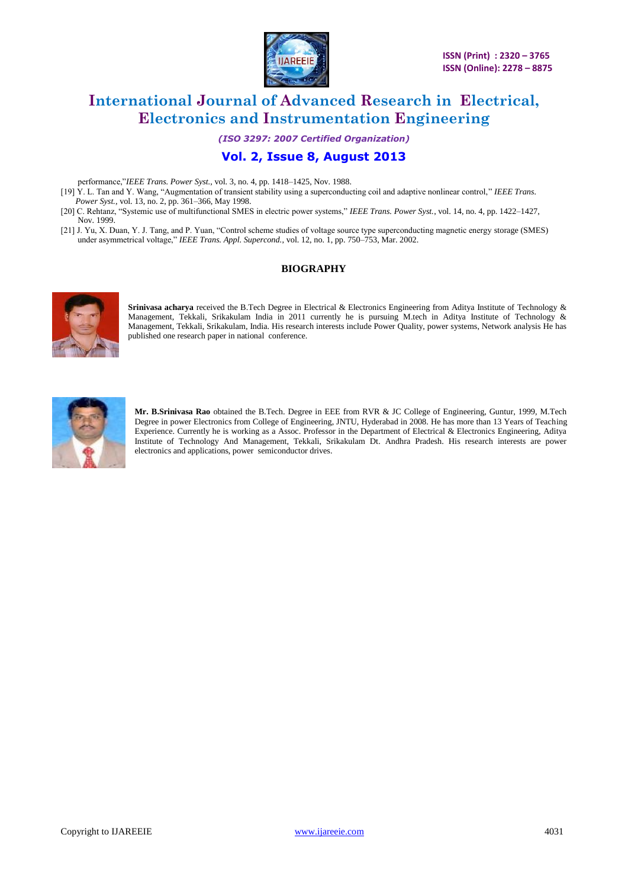performance,"*IEEE Trans. Power Syst.*, vol. 3, no. 4, pp. 1418–1425, Nov. 1988.

[19] Y. L. Tan and Y. Wang, "Augmentation of transient stability using a superconducting coil and adaptive nonlinear control," *IEEE Trans. Power Syst.*, vol. 13, no. 2, pp. 361–366, May 1998.

[20] C. Rehtanz, "Systemic use of multifunctional SMES in electric power systems," *IEEE Trans. Power Syst.*, vol. 14, no. 4, pp. 1422–1427, Nov. 1999.

[21] J. Yu, X. Duan, Y. J. Tang, and P. Yuan, "Control scheme studies of voltage source type superconducting magnetic energy storage (SMES) under asymmetrical voltage," *IEEE Trans. Appl. Supercond.*, vol. 12, no. 1, pp. 750–753, Mar. 2002.

## BIOGRAPHY

**Srinivasa acharya** received the B.Tech Degree in Electrical & Electronics Engineering from Aditya Institute of Technology & Management, Tekkali, Srikakulam India in 2011 currently he is pursuing M.tech in Aditya Institute of Technology & Management, Tekkali, Srikakulam, India. His research interests include Power Quality, power systems, Network analysis He has published one research paper in national conference.

**Mr. B.Srinivasa Rao** obtained the B.Tech. Degree in EEE from RVR & JC College of Engineering, Guntur, 1999, M.Tech Degree in power Electronics from College of Engineering, JNTU, Hyderabad in 2008. He has more than 13 Years of Teaching Experience. Currently he is working as a Assoc. Professor in the Department of Electrical & Electronics Engineering, Aditya Institute of Technology And Management, Tekkali, Srikakulam Dt. Andhra Pradesh. His research interests are power electronics and applications, power semiconductor drives.